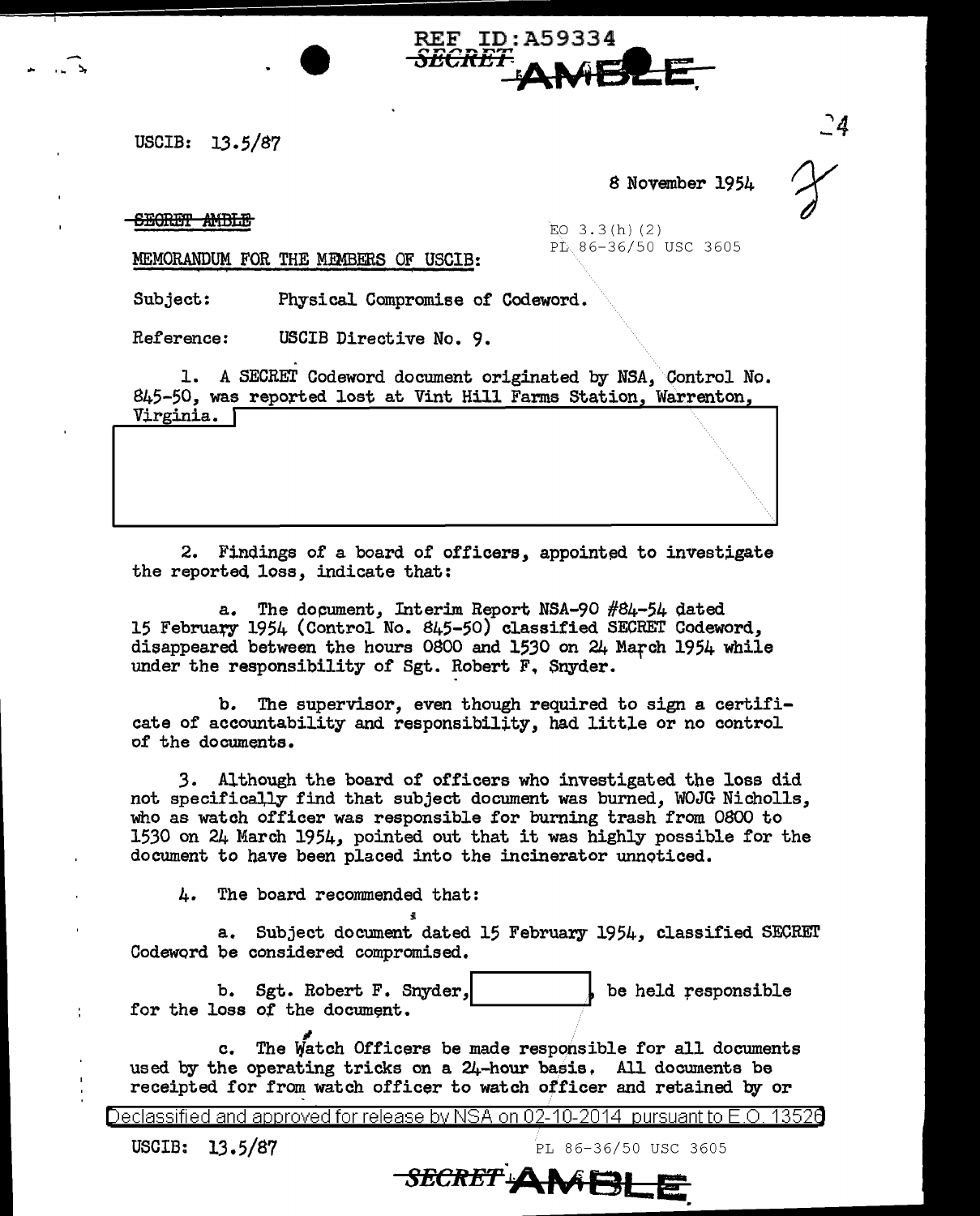REF ID:A59334

SECRET AMBLE

USCIB: 13.5/87

8 November 1954

SECRET AMBLE

EO 3.3(h)(2)
PL 86-36/50 USC 3605

MEMORANDUM FOR THE MEMBERS OF USCIB:

Subject: Physical Compromise of Codeword.

Reference: USCIB Directive No. 9.

1. A SECRET Codeword document originated by NSA, Control No. 845-50, was reported lost at Vint Hill Farms Station, Warrenton, Virginia.

2. Findings of a board of officers, appointed to investigate the reported loss, indicate that:

a. The document, Interim Report NSA-90 #84-54 dated 15 February 1954 (Control No. 845-50) classified SECRET Codeword, disappeared between the hours 0800 and 1530 on 24 March 1954 while under the responsibility of Sgt. Robert F. Snyder.

b. The supervisor, even though required to sign a certificate of accountability and responsibility, had little or no control of the documents.

3. Although the board of officers who investigated the loss did not specifically find that subject document was burned, WOJG Nicholls, who as watch officer was responsible for burning trash from 0800 to 1530 on 24 March 1954, pointed out that it was highly possible for the document to have been placed into the incinerator unnoticed.

4. The board recommended that:

a. Subject document dated 15 February 1954, classified SECRET Codeword be considered compromised.

b. Sgt. Robert F. Snyder, , be held responsible for the loss of the document.

c. The Watch Officers be made responsible for all documents used by the operating tricks on a 24-hour basis. All documents be receipted for from watch officer to watch officer and retained by or

Declassified and approved for release by NSA on 02-10-2014 pursuant to E.O. 13526

USCIB: 13.5/87

PL 86-36/50 USC 3605

SECRET AMBLE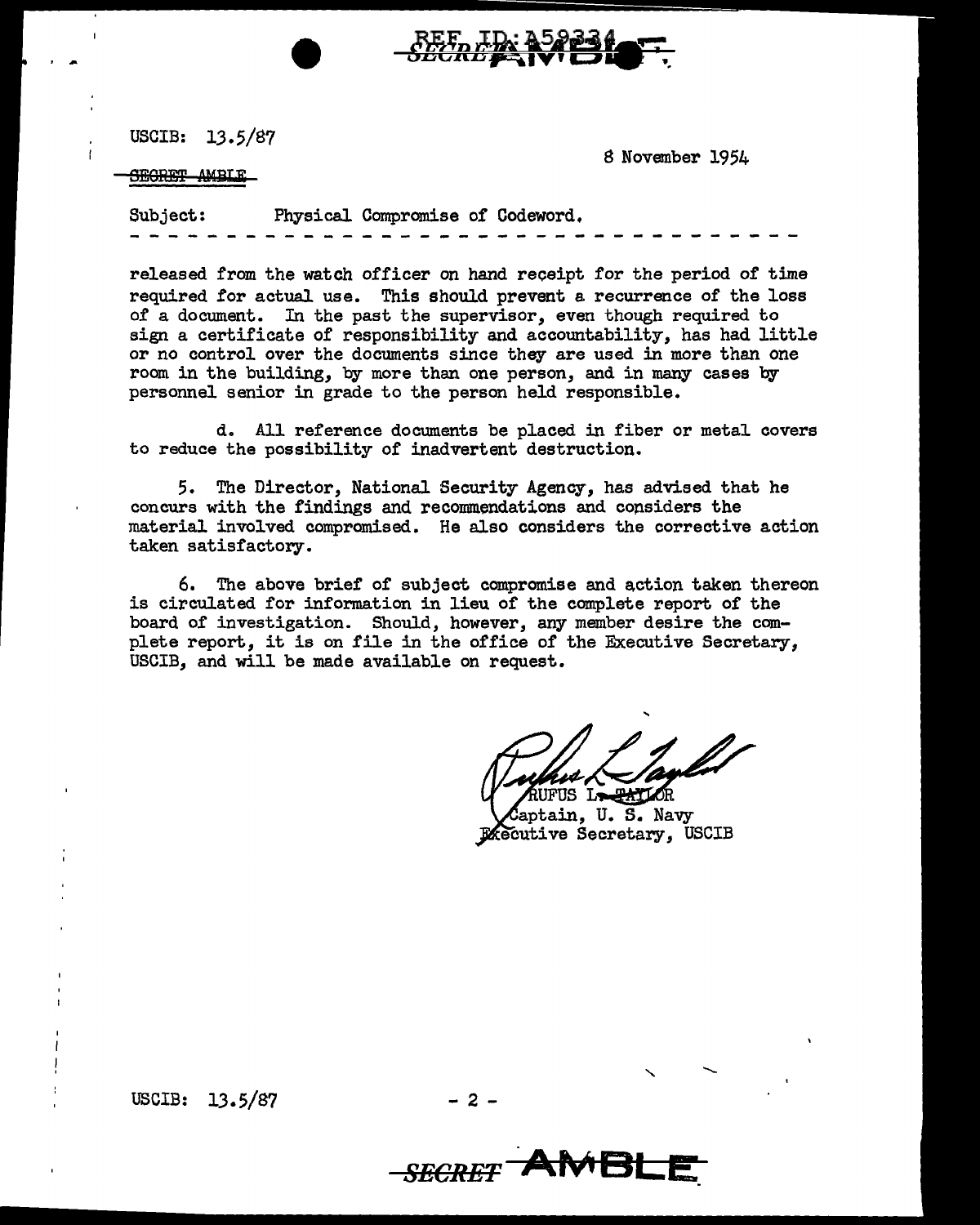USCIB: 13.5/87

8 November 1954

~~SECRET AMBLE~~

Subject: Physical Compromise of Codeword.

- - - - - - - - - - - - - - - - - - - - - - - - - - - - - - - - - - - -

released from the watch officer on hand receipt for the period of time required for actual use. This should prevent a recurrence of the loss of a document. In the past the supervisor, even though required to sign a certificate of responsibility and accountability, has had little or no control over the documents since they are used in more than one room in the building, by more than one person, and in many cases by personnel senior in grade to the person held responsible.

d. All reference documents be placed in fiber or metal covers to reduce the possibility of inadvertent destruction.

5. The Director, National Security Agency, has advised that he concurs with the findings and recommendations and considers the material involved compromised. He also considers the corrective action taken satisfactory.

6. The above brief of subject compromise and action taken thereon is circulated for information in lieu of the complete report of the board of investigation. Should, however, any member desire the complete report, it is on file in the office of the Executive Secretary, USCIB, and will be made available on request.

RUFUS L. TAYLOR
Captain, U. S. Navy
Executive Secretary, USCIB

USCIB: 13.5/87

SECRET AMBLE